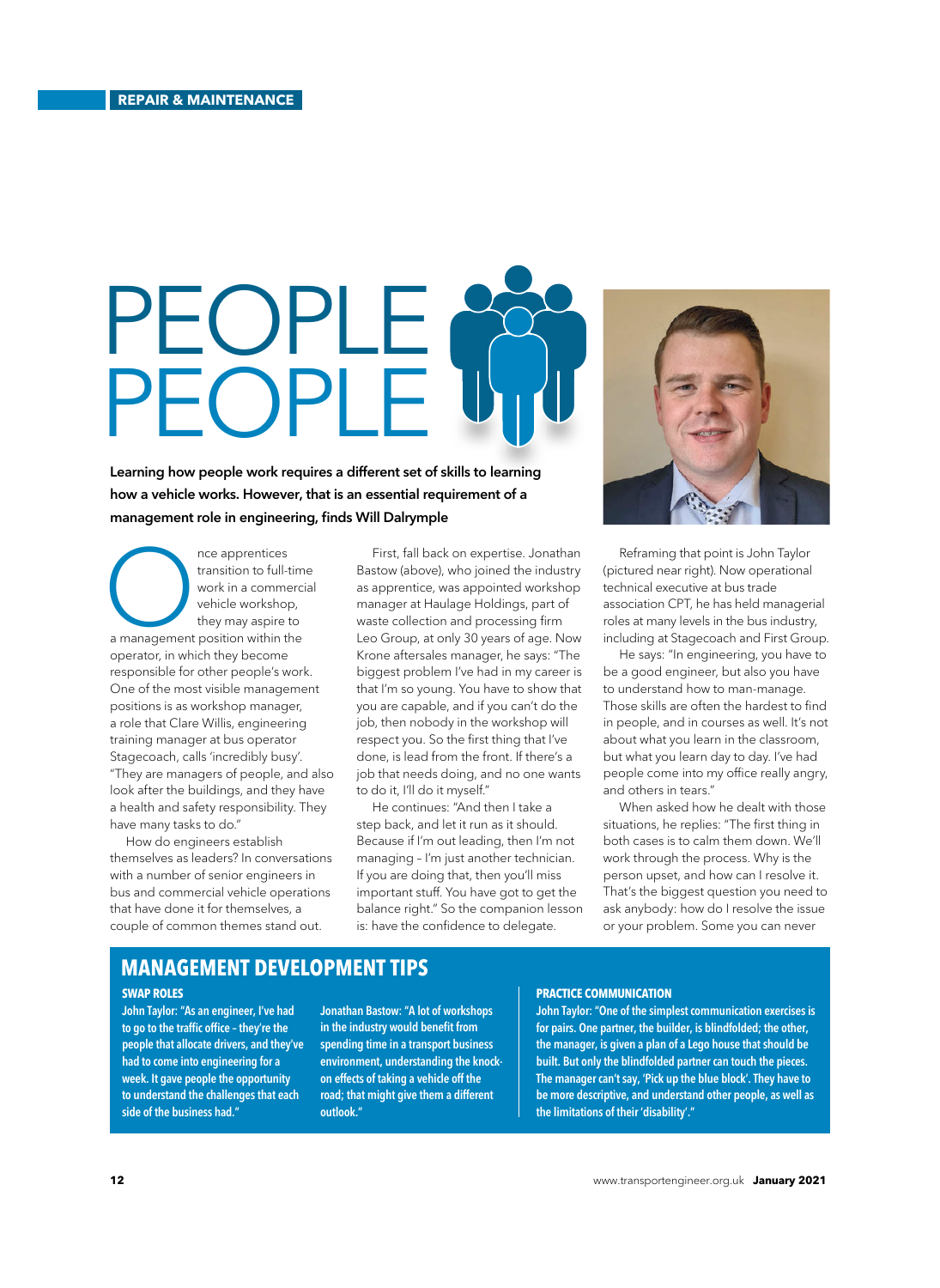REPAIR & MAINTENANCE

# PEOPLE PEOPLE

**Learning how people work requires a different set of skills to learning how a vehicle works. However, that is an essential requirement of a management role in engineering, finds Will Dalrymple**

Once apprentices transition to full-time work in a commercial vehicle workshop, they may aspire to a management position within the operator, in which they become responsible for other people's work. One of the most visible management positions is as workshop manager, a role that Clare Willis, engineering training manager at bus operator Stagecoach, calls 'incredibly busy'. "They are managers of people, and also look after the buildings, and they have a health and safety responsibility. They have many tasks to do."

How do engineers establish themselves as leaders? In conversations with a number of senior engineers in bus and commercial vehicle operations that have done it for themselves, a couple of common themes stand out.

First, fall back on expertise. Jonathan Bastow (above), who joined the industry as apprentice, was appointed workshop manager at Haulage Holdings, part of waste collection and processing firm Leo Group, at only 30 years of age. Now Krone aftersales manager, he says: "The biggest problem I've had in my career is that I'm so young. You have to show that you are capable, and if you can't do the job, then nobody in the workshop will respect you. So the first thing that I've done, is lead from the front. If there's a job that needs doing, and no one wants to do it, I'll do it myself."

He continues: "And then I take a step back, and let it run as it should. Because if I'm out leading, then I'm not managing – I'm just another technician. If you are doing that, then you'll miss important stuff. You have got to get the balance right." So the companion lesson is: have the confidence to delegate.

Reframing that point is John Taylor (pictured near right). Now operational technical executive at bus trade association CPT, he has held managerial roles at many levels in the bus industry, including at Stagecoach and First Group.

He says: "In engineering, you have to be a good engineer, but also you have to understand how to man-manage. Those skills are often the hardest to find in people, and in courses as well. It's not about what you learn in the classroom, but what you learn day to day. I've had people come into my office really angry, and others in tears."

When asked how he dealt with those situations, he replies: "The first thing in both cases is to calm them down. We'll work through the process. Why is the person upset, and how can I resolve it. That's the biggest question you need to ask anybody: how do I resolve the issue or your problem. Some you can never

## MANAGEMENT DEVELOPMENT TIPS

### SWAP ROLES

**John Taylor: "As an engineer, I've had to go to the traffic office – they're the people that allocate drivers, and they've had to come into engineering for a week. It gave people the opportunity to understand the challenges that each side of the business had."**

**Jonathan Bastow: "A lot of workshops in the industry would benefit from spending time in a transport business environment, understanding the knock-on effects of taking a vehicle off the road; that might give them a different outlook."**

### PRACTICE COMMUNICATION

**John Taylor: "One of the simplest communication exercises is for pairs. One partner, the builder, is blindfolded; the other, the manager, is given a plan of a Lego house that should be built. But only the blindfolded partner can touch the pieces. The manager can't say, 'Pick up the blue block'. They have to be more descriptive, and understand other people, as well as the limitations of their 'disability'."**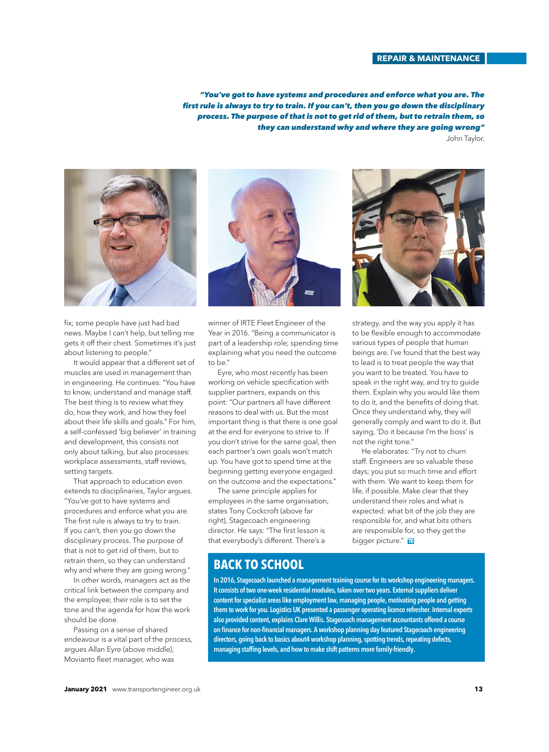*"You've got to have systems and procedures and enforce what you are. The first rule is always to try to train. If you can't, then you go down the disciplinary process. The purpose of that is not to get rid of them, but to retrain them, so they can understand why and where they are going wrong"*

John Taylor.

fix; some people have just had bad news. Maybe I can't help, but telling me gets it off their chest. Sometimes it's just about listening to people."

It would appear that a different set of muscles are used in management than in engineering. He continues: "You have to know, understand and manage staff. The best thing is to review what they do, how they work, and how they feel about their life skills and goals." For him, a self-confessed 'big believer' in training and development, this consists not only about talking, but also processes: workplace assessments, staff reviews, setting targets.

That approach to education even extends to disciplinaries, Taylor argues. "You've got to have systems and procedures and enforce what you are. The first rule is always to try to train. If you can't, then you go down the disciplinary process. The purpose of that is not to get rid of them, but to retrain them, so they can understand why and where they are going wrong."

In other words, managers act as the critical link between the company and the employee; their role is to set the tone and the agenda for how the work should be done.

Passing on a sense of shared endeavour is a vital part of the process, argues Allan Eyre (above middle), Movianto fleet manager, who was winner of IRTE Fleet Engineer of the Year in 2016. "Being a communicator is part of a leadership role; spending time explaining what you need the outcome to be."

Eyre, who most recently has been working on vehicle specification with supplier partners, expands on this point: "Our partners all have different reasons to deal with us. But the most important thing is that there is one goal at the end for everyone to strive to. If you don't strive for the same goal, then each partner's own goals won't match up. You have got to spend time at the beginning getting everyone engaged on the outcome and the expectations."

The same principle applies for employees in the same organisation, states Tony Cockcroft (above far right), Stagecoach engineering director. He says: "The first lesson is that everybody's different. There's a strategy, and the way you apply it has to be flexible enough to accommodate various types of people that human beings are. I've found that the best way to lead is to treat people the way that you want to be treated. You have to speak in the right way, and try to guide them. Explain why you would like them to do it, and the benefits of doing that. Once they understand why, they will generally comply and want to do it. But saying, 'Do it because I'm the boss' is not the right tone."

He elaborates: "Try not to churn staff. Engineers are so valuable these days; you put so much time and effort with them. We want to keep them for life, if possible. Make clear that they understand their roles and what is expected: what bit of the job they are responsible for, and what bits others are responsible for, so they get the bigger picture."

## BACK TO SCHOOL

**In 2016, Stagecoach launched a management training course for its workshop engineering managers. It consists of two one-week residential modules, taken over two years. External suppliers deliver content for specialist areas like employment law, managing people, motivating people and getting them to work for you. Logistics UK presented a passenger operating licence refresher. Internal experts also provided content, explains Clare Willis. Stagecoach management accountants offered a course on finance for non-financial managers. A workshop planning day featured Stagecoach engineering directors, going back to basics about4 workshop planning, spotting trends, repeating defects, managing staffing levels, and how to make shift patterns more family-friendly.**